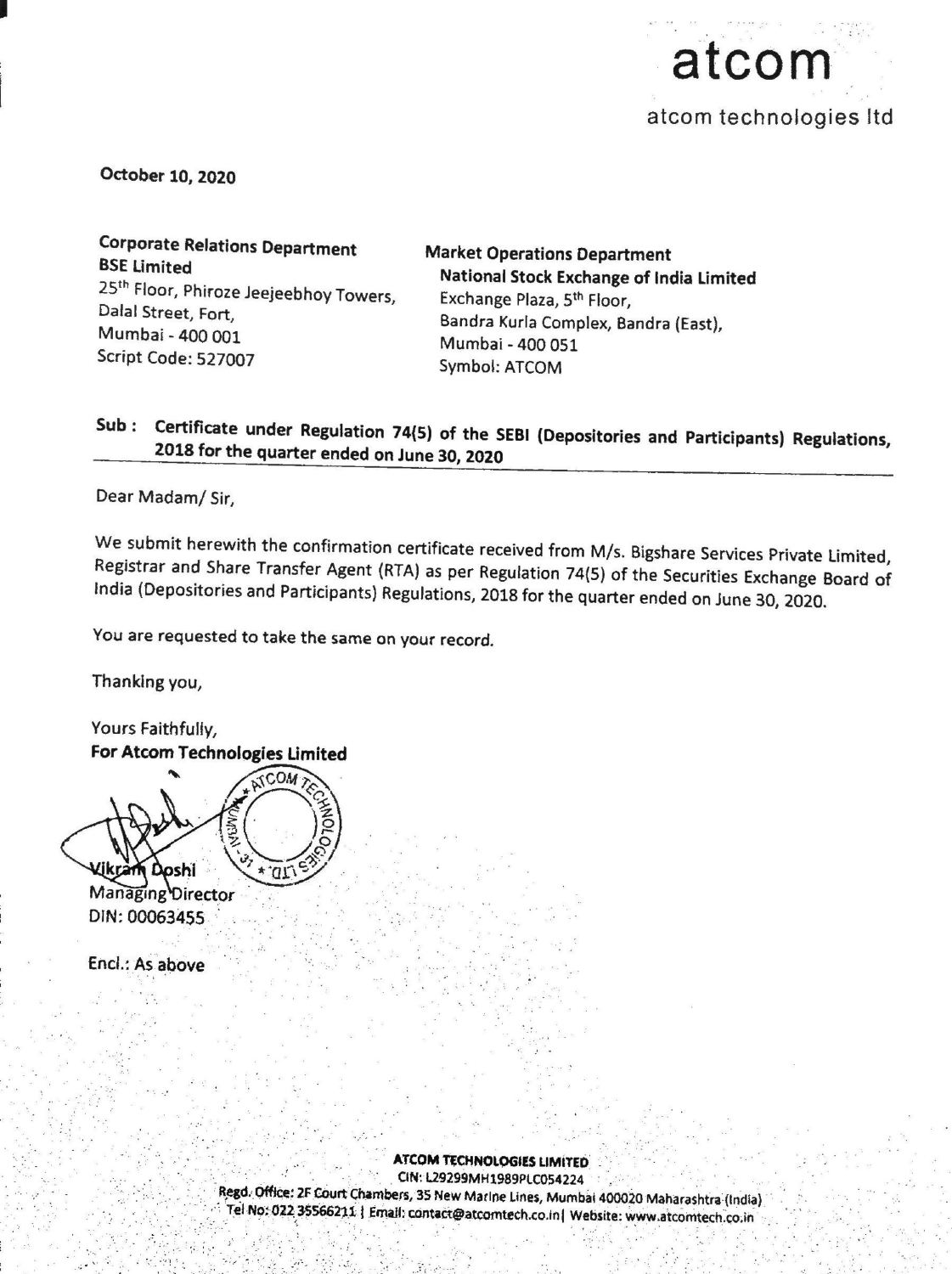atcom

atcom technologies ltd

**October 10, 2020**

**Corporate Relations Department**
**BSE Limited**
25th Floor, Phiroze Jeejeebhoy Towers,
Dalal Street, Fort,
Mumbai - 400 001
Script Code: 527007

**Market Operations Department**
**National Stock Exchange of India Limited**
Exchange Plaza, 5th Floor,
Bandra Kurla Complex, Bandra (East),
Mumbai - 400 051
Symbol: ATCOM

**Sub : Certificate under Regulation 74(5) of the SEBI (Depositories and Participants) Regulations, 2018 for the quarter ended on June 30, 2020**

Dear Madam/ Sir,

We submit herewith the confirmation certificate received from M/s. Bigshare Services Private Limited, Registrar and Share Transfer Agent (RTA) as per Regulation 74(5) of the Securities Exchange Board of India (Depositories and Participants) Regulations, 2018 for the quarter ended on June 30, 2020.

You are requested to take the same on your record.

Thanking you,

Yours Faithfully,
**For Atcom Technologies Limited**

Vikram Doshi
Managing Director
DIN: 00063455

Encl.: As above

**ATCOM TECHNOLOGIES LIMITED**
CIN: L29299MH1989PLC054224
Regd. Office: 2F Court Chambers, 35 New Marine Lines, Mumbai 400020 Maharashtra (India)
Tel No: 022 35566211 | Email: contact@atcomtech.co.in| Website: www.atcomtech.co.in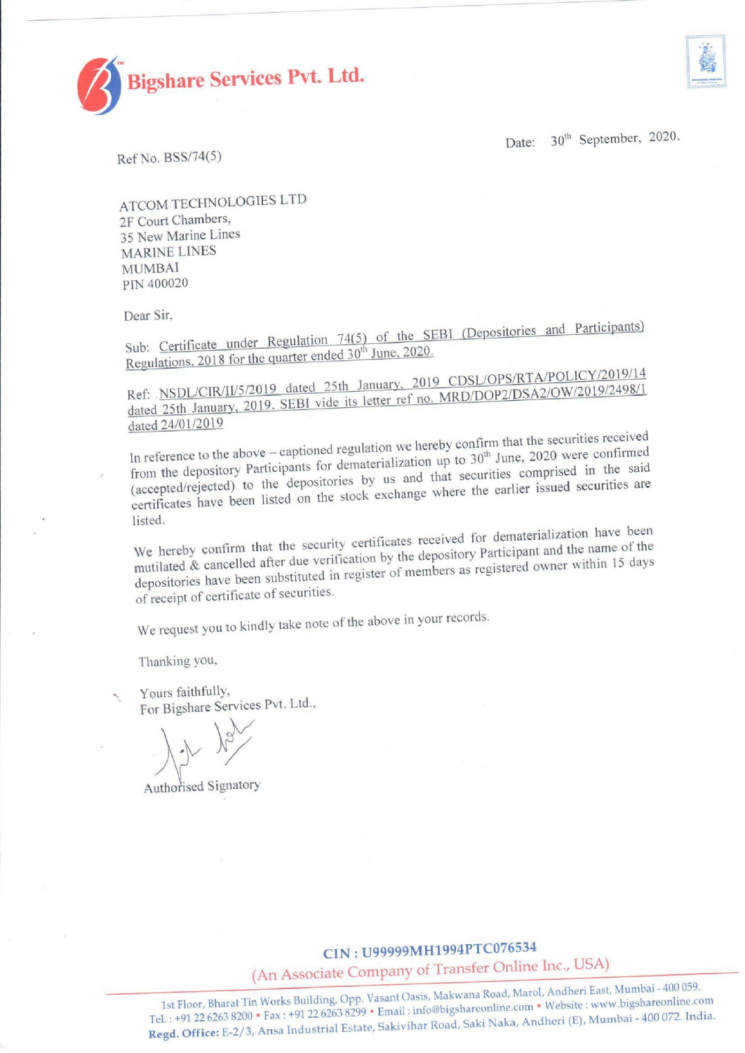# Bigshare Services Pvt. Ltd.

Date: 30th September, 2020.

Ref No. BSS/74(5)

ATCOM TECHNOLOGIES LTD
2F Court Chambers,
35 New Marine Lines
MARINE LINES
MUMBAI
PIN 400020

Dear Sir,

Sub: Certificate under Regulation 74(5) of the SEBI (Depositories and Participants) Regulations, 2018 for the quarter ended 30th June, 2020.

Ref: NSDL/CIR/II/5/2019 dated 25th January, 2019 CDSL/OPS/RTA/POLICY/2019/14 dated 25th January, 2019. SEBI vide its letter ref no. MRD/DOP2/DSA2/OW/2019/2498/1 dated 24/01/2019

In reference to the above – captioned regulation we hereby confirm that the securities received from the depository Participants for dematerialization up to 30th June, 2020 were confirmed (accepted/rejected) to the depositories by us and that securities comprised in the said certificates have been listed on the stock exchange where the earlier issued securities are listed.

We hereby confirm that the security certificates received for dematerialization have been mutilated & cancelled after due verification by the depository Participant and the name of the depositories have been substituted in register of members as registered owner within 15 days of receipt of certificate of securities.

We request you to kindly take note of the above in your records.

Thanking you,

Yours faithfully,
For Bigshare Services Pvt. Ltd.,

Authorised Signatory

**CIN : U99999MH1994PTC076534**
(An Associate Company of Transfer Online Inc., USA)

1st Floor, Bharat Tin Works Building, Opp. Vasant Oasis, Makwana Road, Marol, Andheri East, Mumbai - 400 059.
Tel. : +91 22 6263 8200 • Fax : +91 22 6263 8299 • Email : info@bigshareonline.com • Website : www.bigshareonline.com
**Regd. Office:** E-2/3, Ansa Industrial Estate, Sakivihar Road, Saki Naka, Andheri (E), Mumbai - 400 072. India.